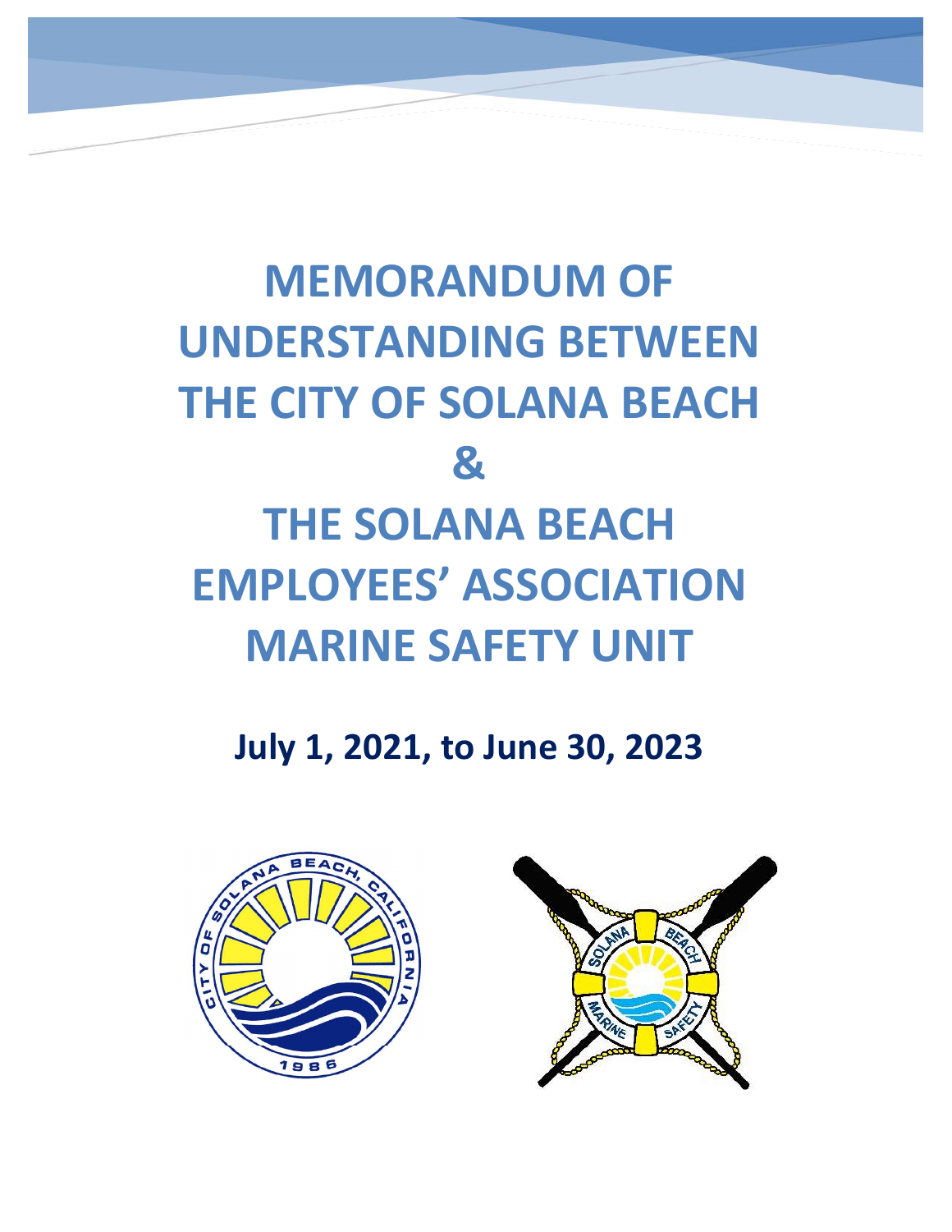# MEMORANDUM OF UNDERSTANDING BETWEEN THE CITY OF SOLANA BEACH & THE SOLANA BEACH EMPLOYEES' ASSOCIATION MARINE SAFETY UNIT

**July 1, 2021, to June 30, 2023**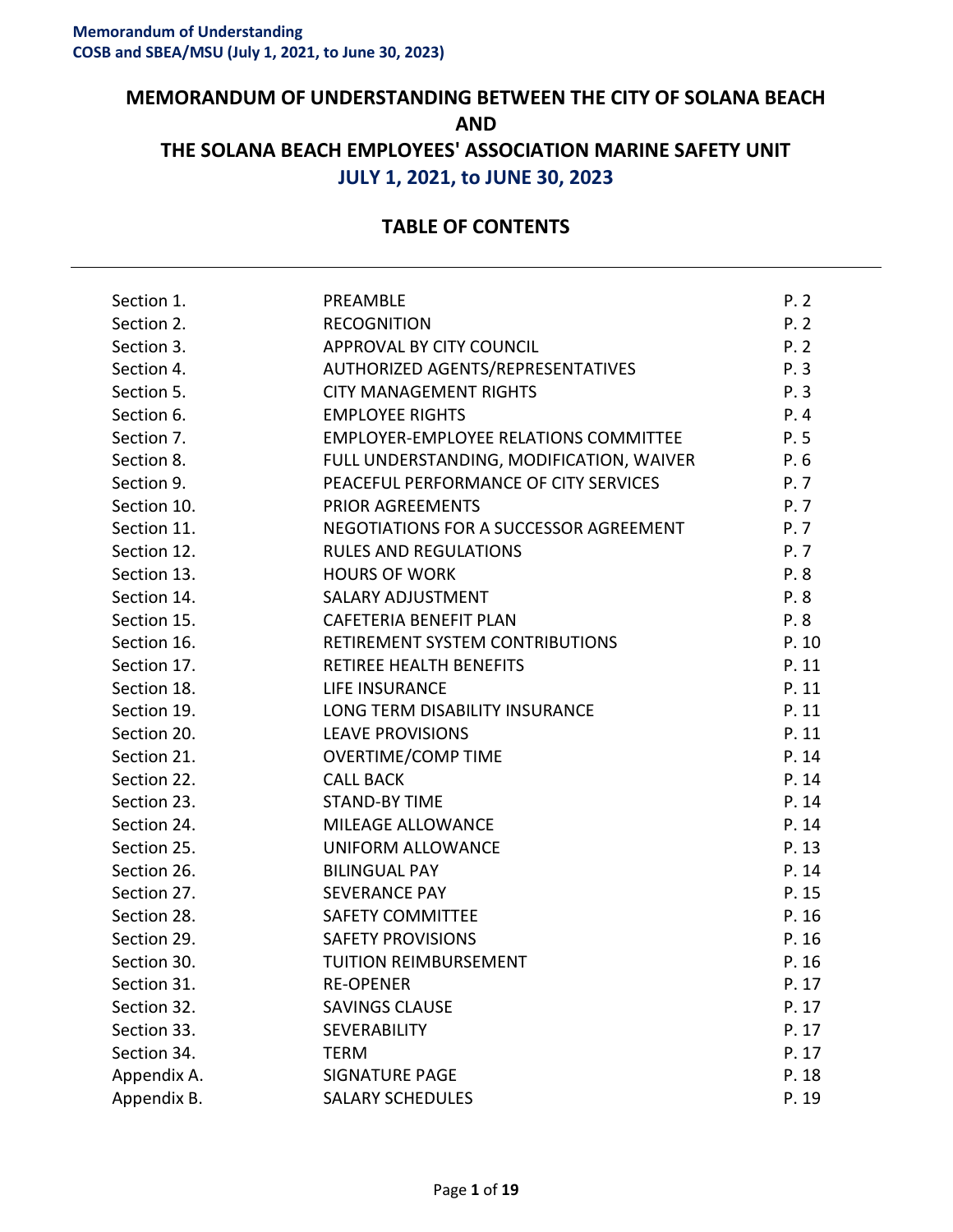# MEMORANDUM OF UNDERSTANDING BETWEEN THE CITY OF SOLANA BEACH AND THE SOLANA BEACH EMPLOYEES' ASSOCIATION MARINE SAFETY UNIT

## JULY 1, 2021, to JUNE 30, 2023

## TABLE OF CONTENTS

| | | |
|---|---|---|
| Section 1. | PREAMBLE | P. 2 |
| Section 2. | RECOGNITION | P. 2 |
| Section 3. | APPROVAL BY CITY COUNCIL | P. 2 |
| Section 4. | AUTHORIZED AGENTS/REPRESENTATIVES | P. 3 |
| Section 5. | CITY MANAGEMENT RIGHTS | P. 3 |
| Section 6. | EMPLOYEE RIGHTS | P. 4 |
| Section 7. | EMPLOYER-EMPLOYEE RELATIONS COMMITTEE | P. 5 |
| Section 8. | FULL UNDERSTANDING, MODIFICATION, WAIVER | P. 6 |
| Section 9. | PEACEFUL PERFORMANCE OF CITY SERVICES | P. 7 |
| Section 10. | PRIOR AGREEMENTS | P. 7 |
| Section 11. | NEGOTIATIONS FOR A SUCCESSOR AGREEMENT | P. 7 |
| Section 12. | RULES AND REGULATIONS | P. 7 |
| Section 13. | HOURS OF WORK | P. 8 |
| Section 14. | SALARY ADJUSTMENT | P. 8 |
| Section 15. | CAFETERIA BENEFIT PLAN | P. 8 |
| Section 16. | RETIREMENT SYSTEM CONTRIBUTIONS | P. 10 |
| Section 17. | RETIREE HEALTH BENEFITS | P. 11 |
| Section 18. | LIFE INSURANCE | P. 11 |
| Section 19. | LONG TERM DISABILITY INSURANCE | P. 11 |
| Section 20. | LEAVE PROVISIONS | P. 11 |
| Section 21. | OVERTIME/COMP TIME | P. 14 |
| Section 22. | CALL BACK | P. 14 |
| Section 23. | STAND-BY TIME | P. 14 |
| Section 24. | MILEAGE ALLOWANCE | P. 14 |
| Section 25. | UNIFORM ALLOWANCE | P. 13 |
| Section 26. | BILINGUAL PAY | P. 14 |
| Section 27. | SEVERANCE PAY | P. 15 |
| Section 28. | SAFETY COMMITTEE | P. 16 |
| Section 29. | SAFETY PROVISIONS | P. 16 |
| Section 30. | TUITION REIMBURSEMENT | P. 16 |
| Section 31. | RE-OPENER | P. 17 |
| Section 32. | SAVINGS CLAUSE | P. 17 |
| Section 33. | SEVERABILITY | P. 17 |
| Section 34. | TERM | P. 17 |
| Appendix A. | SIGNATURE PAGE | P. 18 |
| Appendix B. | SALARY SCHEDULES | P. 19 |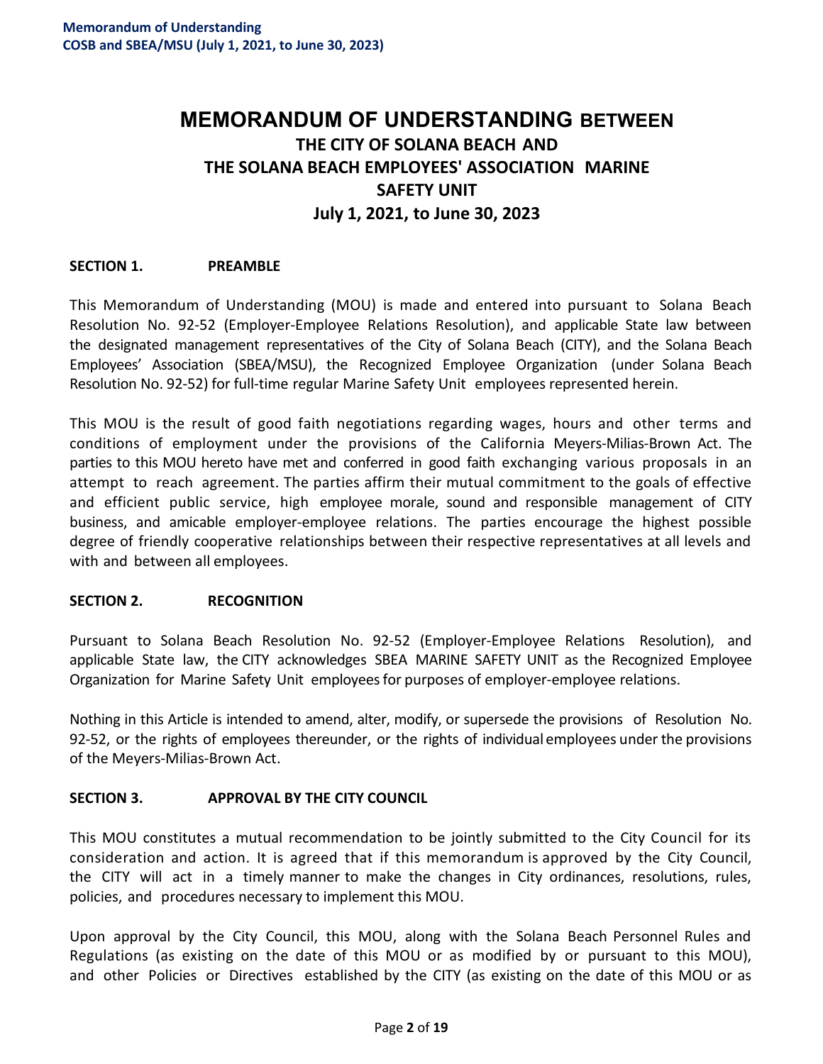# MEMORANDUM OF UNDERSTANDING BETWEEN THE CITY OF SOLANA BEACH AND THE SOLANA BEACH EMPLOYEES' ASSOCIATION MARINE SAFETY UNIT

## July 1, 2021, to June 30, 2023

### SECTION 1. PREAMBLE

This Memorandum of Understanding (MOU) is made and entered into pursuant to Solana Beach Resolution No. 92-52 (Employer-Employee Relations Resolution), and applicable State law between the designated management representatives of the City of Solana Beach (CITY), and the Solana Beach Employees' Association (SBEA/MSU), the Recognized Employee Organization (under Solana Beach Resolution No. 92-52) for full-time regular Marine Safety Unit employees represented herein.

This MOU is the result of good faith negotiations regarding wages, hours and other terms and conditions of employment under the provisions of the California Meyers-Milias-Brown Act. The parties to this MOU hereto have met and conferred in good faith exchanging various proposals in an attempt to reach agreement. The parties affirm their mutual commitment to the goals of effective and efficient public service, high employee morale, sound and responsible management of CITY business, and amicable employer-employee relations. The parties encourage the highest possible degree of friendly cooperative relationships between their respective representatives at all levels and with and between all employees.

### SECTION 2. RECOGNITION

Pursuant to Solana Beach Resolution No. 92-52 (Employer-Employee Relations Resolution), and applicable State law, the CITY acknowledges SBEA MARINE SAFETY UNIT as the Recognized Employee Organization for Marine Safety Unit employees for purposes of employer-employee relations.

Nothing in this Article is intended to amend, alter, modify, or supersede the provisions of Resolution No. 92-52, or the rights of employees thereunder, or the rights of individual employees under the provisions of the Meyers-Milias-Brown Act.

### SECTION 3. APPROVAL BY THE CITY COUNCIL

This MOU constitutes a mutual recommendation to be jointly submitted to the City Council for its consideration and action. It is agreed that if this memorandum is approved by the City Council, the CITY will act in a timely manner to make the changes in City ordinances, resolutions, rules, policies, and procedures necessary to implement this MOU.

Upon approval by the City Council, this MOU, along with the Solana Beach Personnel Rules and Regulations (as existing on the date of this MOU or as modified by or pursuant to this MOU), and other Policies or Directives established by the CITY (as existing on the date of this MOU or as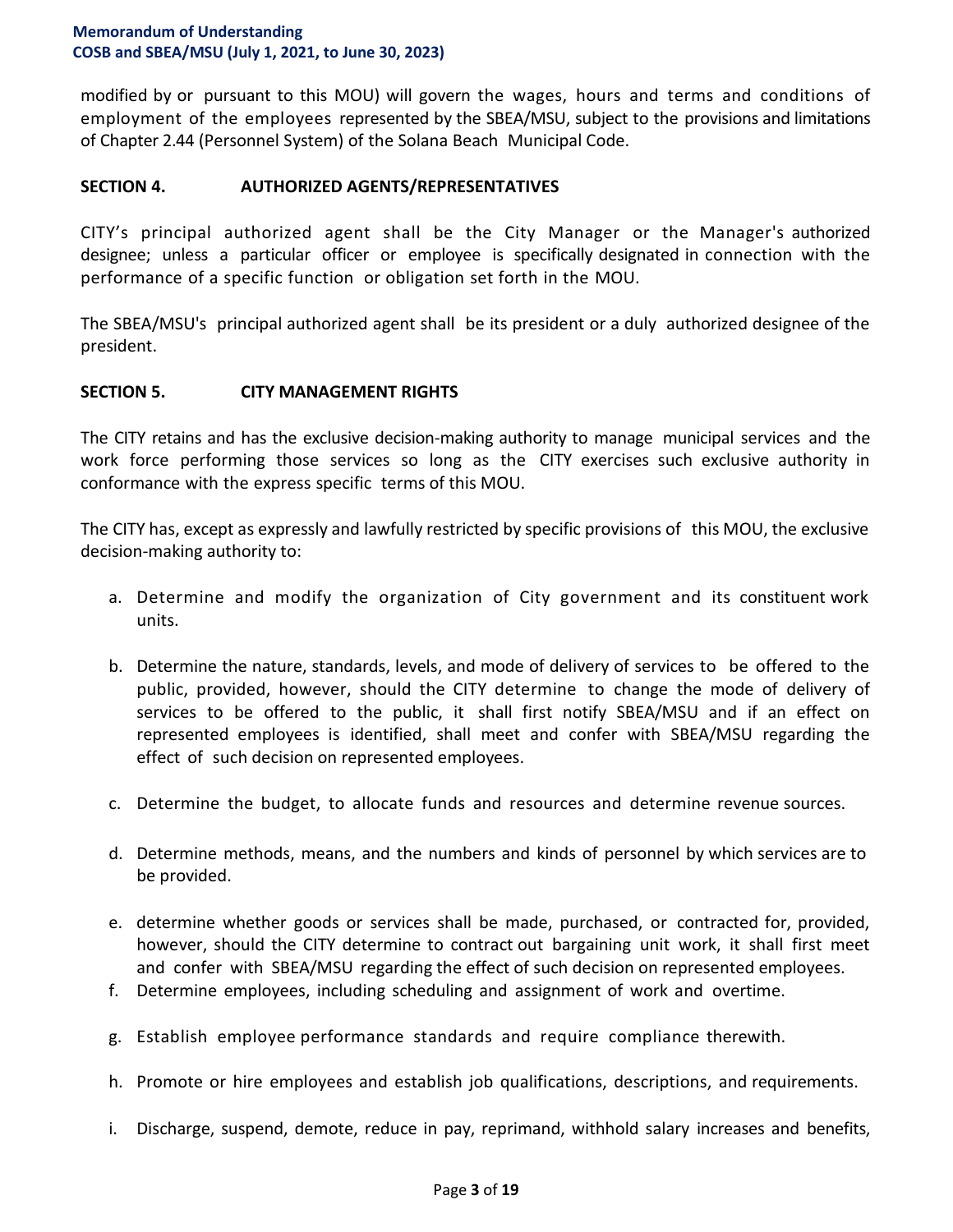modified by or pursuant to this MOU) will govern the wages, hours and terms and conditions of employment of the employees represented by the SBEA/MSU, subject to the provisions and limitations of Chapter 2.44 (Personnel System) of the Solana Beach Municipal Code.

## SECTION 4. AUTHORIZED AGENTS/REPRESENTATIVES

CITY's principal authorized agent shall be the City Manager or the Manager's authorized designee; unless a particular officer or employee is specifically designated in connection with the performance of a specific function or obligation set forth in the MOU.

The SBEA/MSU's principal authorized agent shall be its president or a duly authorized designee of the president.

## SECTION 5. CITY MANAGEMENT RIGHTS

The CITY retains and has the exclusive decision-making authority to manage municipal services and the work force performing those services so long as the CITY exercises such exclusive authority in conformance with the express specific terms of this MOU.

The CITY has, except as expressly and lawfully restricted by specific provisions of this MOU, the exclusive decision-making authority to:

a. Determine and modify the organization of City government and its constituent work units.

b. Determine the nature, standards, levels, and mode of delivery of services to be offered to the public, provided, however, should the CITY determine to change the mode of delivery of services to be offered to the public, it shall first notify SBEA/MSU and if an effect on represented employees is identified, shall meet and confer with SBEA/MSU regarding the effect of such decision on represented employees.

c. Determine the budget, to allocate funds and resources and determine revenue sources.

d. Determine methods, means, and the numbers and kinds of personnel by which services are to be provided.

e. determine whether goods or services shall be made, purchased, or contracted for, provided, however, should the CITY determine to contract out bargaining unit work, it shall first meet and confer with SBEA/MSU regarding the effect of such decision on represented employees.

f. Determine employees, including scheduling and assignment of work and overtime.

g. Establish employee performance standards and require compliance therewith.

h. Promote or hire employees and establish job qualifications, descriptions, and requirements.

i. Discharge, suspend, demote, reduce in pay, reprimand, withhold salary increases and benefits,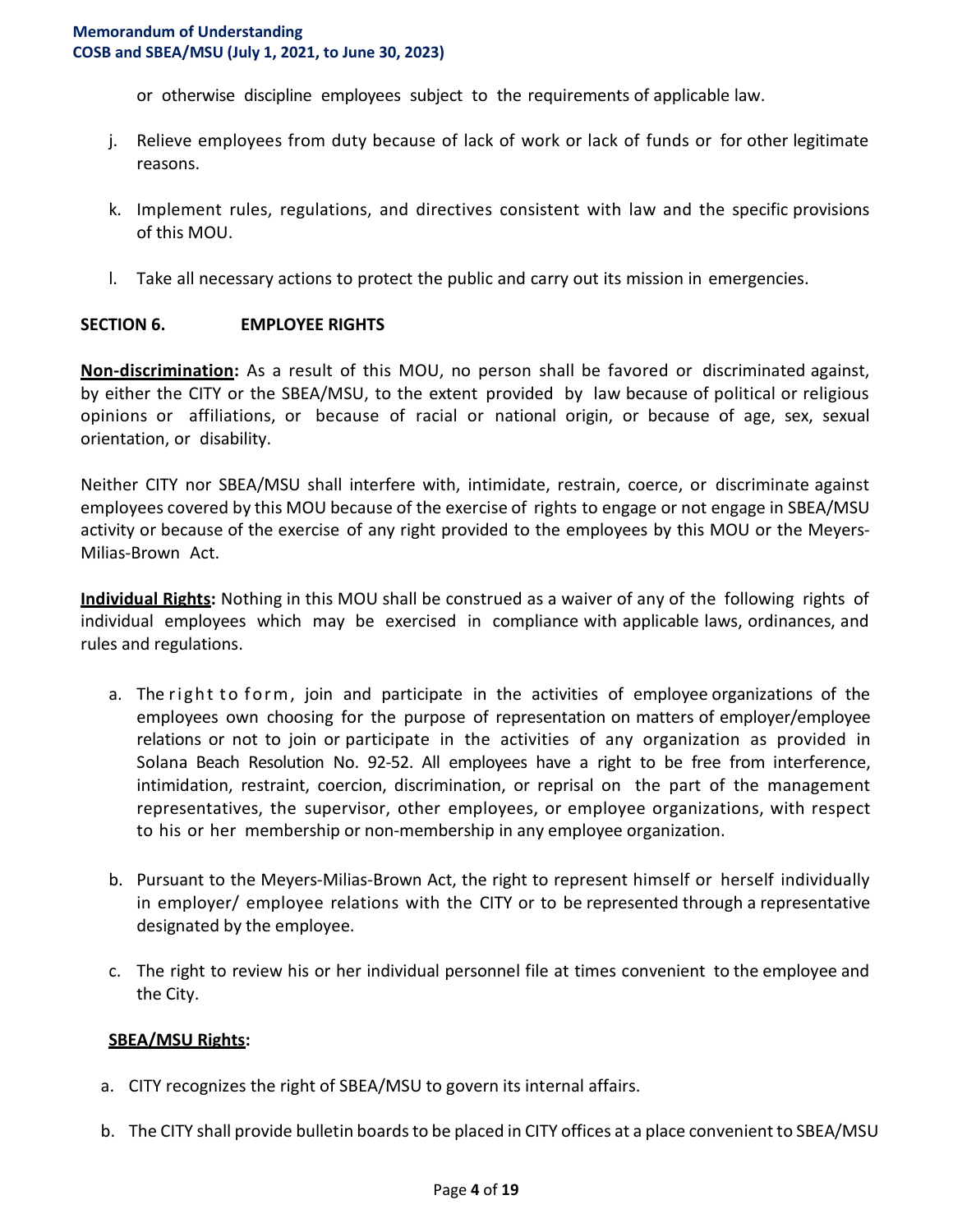or otherwise discipline employees subject to the requirements of applicable law.

j. Relieve employees from duty because of lack of work or lack of funds or for other legitimate reasons.

k. Implement rules, regulations, and directives consistent with law and the specific provisions of this MOU.

l. Take all necessary actions to protect the public and carry out its mission in emergencies.

## SECTION 6. EMPLOYEE RIGHTS

**<u>Non-discrimination</u>:** As a result of this MOU, no person shall be favored or discriminated against, by either the CITY or the SBEA/MSU, to the extent provided by law because of political or religious opinions or affiliations, or because of racial or national origin, or because of age, sex, sexual orientation, or disability.

Neither CITY nor SBEA/MSU shall interfere with, intimidate, restrain, coerce, or discriminate against employees covered by this MOU because of the exercise of rights to engage or not engage in SBEA/MSU activity or because of the exercise of any right provided to the employees by this MOU or the Meyers-Milias-Brown Act.

**<u>Individual Rights</u>:** Nothing in this MOU shall be construed as a waiver of any of the following rights of individual employees which may be exercised in compliance with applicable laws, ordinances, and rules and regulations.

a. The right to form, join and participate in the activities of employee organizations of the employees own choosing for the purpose of representation on matters of employer/employee relations or not to join or participate in the activities of any organization as provided in Solana Beach Resolution No. 92-52. All employees have a right to be free from interference, intimidation, restraint, coercion, discrimination, or reprisal on the part of the management representatives, the supervisor, other employees, or employee organizations, with respect to his or her membership or non-membership in any employee organization.

b. Pursuant to the Meyers-Milias-Brown Act, the right to represent himself or herself individually in employer/ employee relations with the CITY or to be represented through a representative designated by the employee.

c. The right to review his or her individual personnel file at times convenient to the employee and the City.

**<u>SBEA/MSU Rights</u>:**

a. CITY recognizes the right of SBEA/MSU to govern its internal affairs.

b. The CITY shall provide bulletin boards to be placed in CITY offices at a place convenient to SBEA/MSU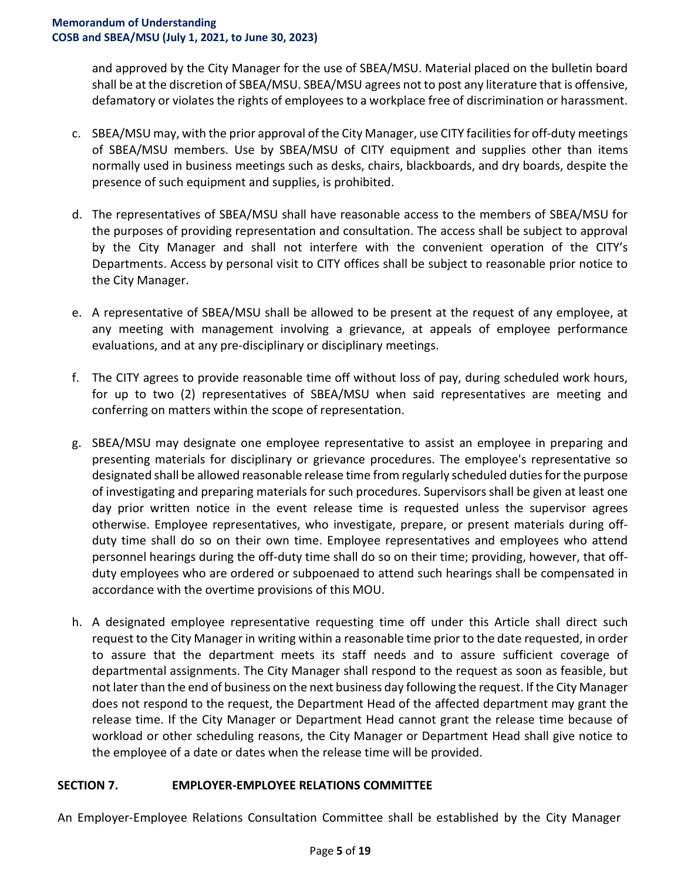and approved by the City Manager for the use of SBEA/MSU. Material placed on the bulletin board shall be at the discretion of SBEA/MSU. SBEA/MSU agrees not to post any literature that is offensive, defamatory or violates the rights of employees to a workplace free of discrimination or harassment.

c. SBEA/MSU may, with the prior approval of the City Manager, use CITY facilities for off-duty meetings of SBEA/MSU members. Use by SBEA/MSU of CITY equipment and supplies other than items normally used in business meetings such as desks, chairs, blackboards, and dry boards, despite the presence of such equipment and supplies, is prohibited.

d. The representatives of SBEA/MSU shall have reasonable access to the members of SBEA/MSU for the purposes of providing representation and consultation. The access shall be subject to approval by the City Manager and shall not interfere with the convenient operation of the CITY's Departments. Access by personal visit to CITY offices shall be subject to reasonable prior notice to the City Manager.

e. A representative of SBEA/MSU shall be allowed to be present at the request of any employee, at any meeting with management involving a grievance, at appeals of employee performance evaluations, and at any pre-disciplinary or disciplinary meetings.

f. The CITY agrees to provide reasonable time off without loss of pay, during scheduled work hours, for up to two (2) representatives of SBEA/MSU when said representatives are meeting and conferring on matters within the scope of representation.

g. SBEA/MSU may designate one employee representative to assist an employee in preparing and presenting materials for disciplinary or grievance procedures. The employee's representative so designated shall be allowed reasonable release time from regularly scheduled duties for the purpose of investigating and preparing materials for such procedures. Supervisors shall be given at least one day prior written notice in the event release time is requested unless the supervisor agrees otherwise. Employee representatives, who investigate, prepare, or present materials during off-duty time shall do so on their own time. Employee representatives and employees who attend personnel hearings during the off-duty time shall do so on their time; providing, however, that off-duty employees who are ordered or subpoenaed to attend such hearings shall be compensated in accordance with the overtime provisions of this MOU.

h. A designated employee representative requesting time off under this Article shall direct such request to the City Manager in writing within a reasonable time prior to the date requested, in order to assure that the department meets its staff needs and to assure sufficient coverage of departmental assignments. The City Manager shall respond to the request as soon as feasible, but not later than the end of business on the next business day following the request. If the City Manager does not respond to the request, the Department Head of the affected department may grant the release time. If the City Manager or Department Head cannot grant the release time because of workload or other scheduling reasons, the City Manager or Department Head shall give notice to the employee of a date or dates when the release time will be provided.

## SECTION 7. EMPLOYER-EMPLOYEE RELATIONS COMMITTEE

An Employer-Employee Relations Consultation Committee shall be established by the City Manager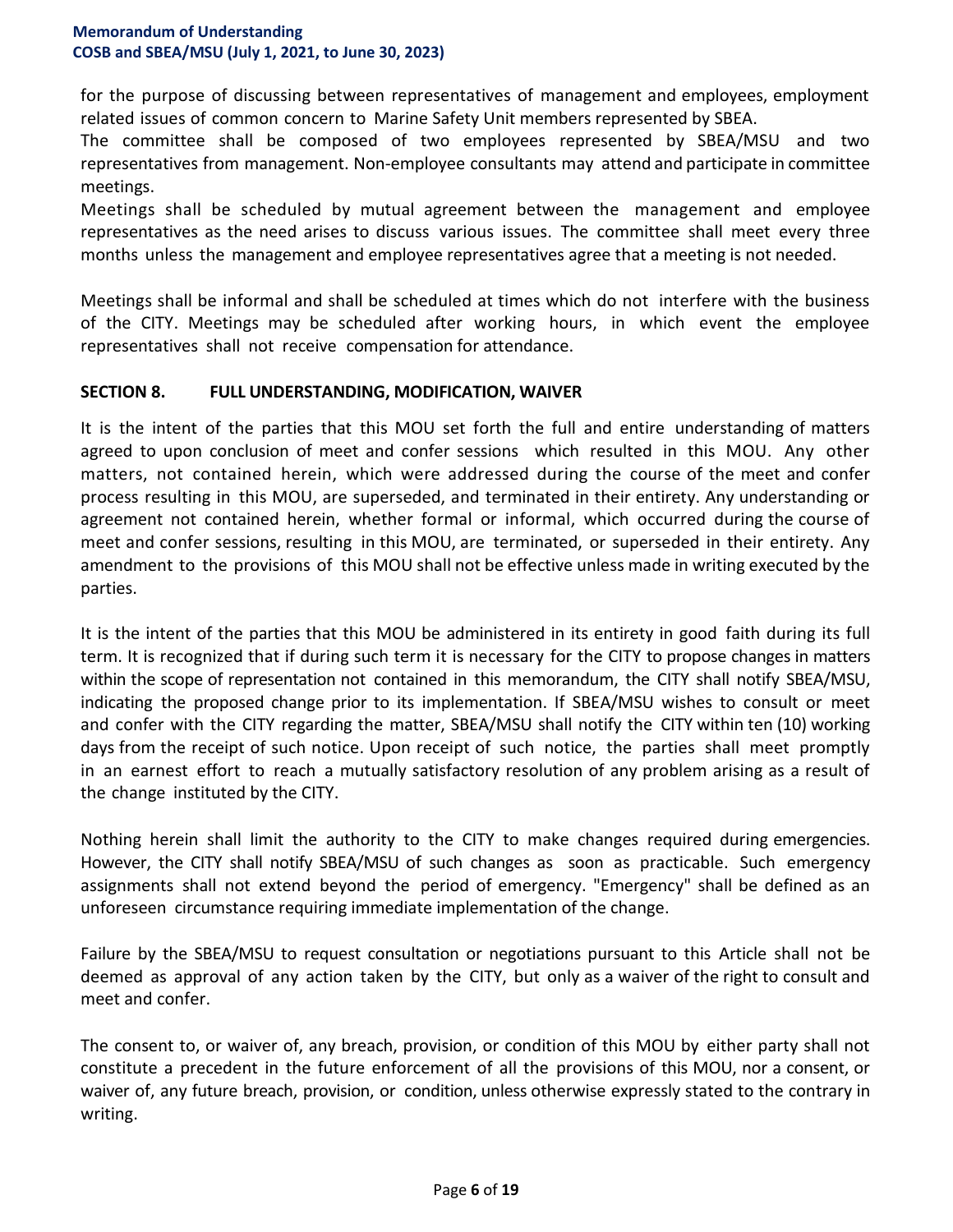for the purpose of discussing between representatives of management and employees, employment related issues of common concern to Marine Safety Unit members represented by SBEA.

The committee shall be composed of two employees represented by SBEA/MSU and two representatives from management. Non-employee consultants may attend and participate in committee meetings.

Meetings shall be scheduled by mutual agreement between the management and employee representatives as the need arises to discuss various issues. The committee shall meet every three months unless the management and employee representatives agree that a meeting is not needed.

Meetings shall be informal and shall be scheduled at times which do not interfere with the business of the CITY. Meetings may be scheduled after working hours, in which event the employee representatives shall not receive compensation for attendance.

## SECTION 8. FULL UNDERSTANDING, MODIFICATION, WAIVER

It is the intent of the parties that this MOU set forth the full and entire understanding of matters agreed to upon conclusion of meet and confer sessions which resulted in this MOU. Any other matters, not contained herein, which were addressed during the course of the meet and confer process resulting in this MOU, are superseded, and terminated in their entirety. Any understanding or agreement not contained herein, whether formal or informal, which occurred during the course of meet and confer sessions, resulting in this MOU, are terminated, or superseded in their entirety. Any amendment to the provisions of this MOU shall not be effective unless made in writing executed by the parties.

It is the intent of the parties that this MOU be administered in its entirety in good faith during its full term. It is recognized that if during such term it is necessary for the CITY to propose changes in matters within the scope of representation not contained in this memorandum, the CITY shall notify SBEA/MSU, indicating the proposed change prior to its implementation. If SBEA/MSU wishes to consult or meet and confer with the CITY regarding the matter, SBEA/MSU shall notify the CITY within ten (10) working days from the receipt of such notice. Upon receipt of such notice, the parties shall meet promptly in an earnest effort to reach a mutually satisfactory resolution of any problem arising as a result of the change instituted by the CITY.

Nothing herein shall limit the authority to the CITY to make changes required during emergencies. However, the CITY shall notify SBEA/MSU of such changes as soon as practicable. Such emergency assignments shall not extend beyond the period of emergency. "Emergency" shall be defined as an unforeseen circumstance requiring immediate implementation of the change.

Failure by the SBEA/MSU to request consultation or negotiations pursuant to this Article shall not be deemed as approval of any action taken by the CITY, but only as a waiver of the right to consult and meet and confer.

The consent to, or waiver of, any breach, provision, or condition of this MOU by either party shall not constitute a precedent in the future enforcement of all the provisions of this MOU, nor a consent, or waiver of, any future breach, provision, or condition, unless otherwise expressly stated to the contrary in writing.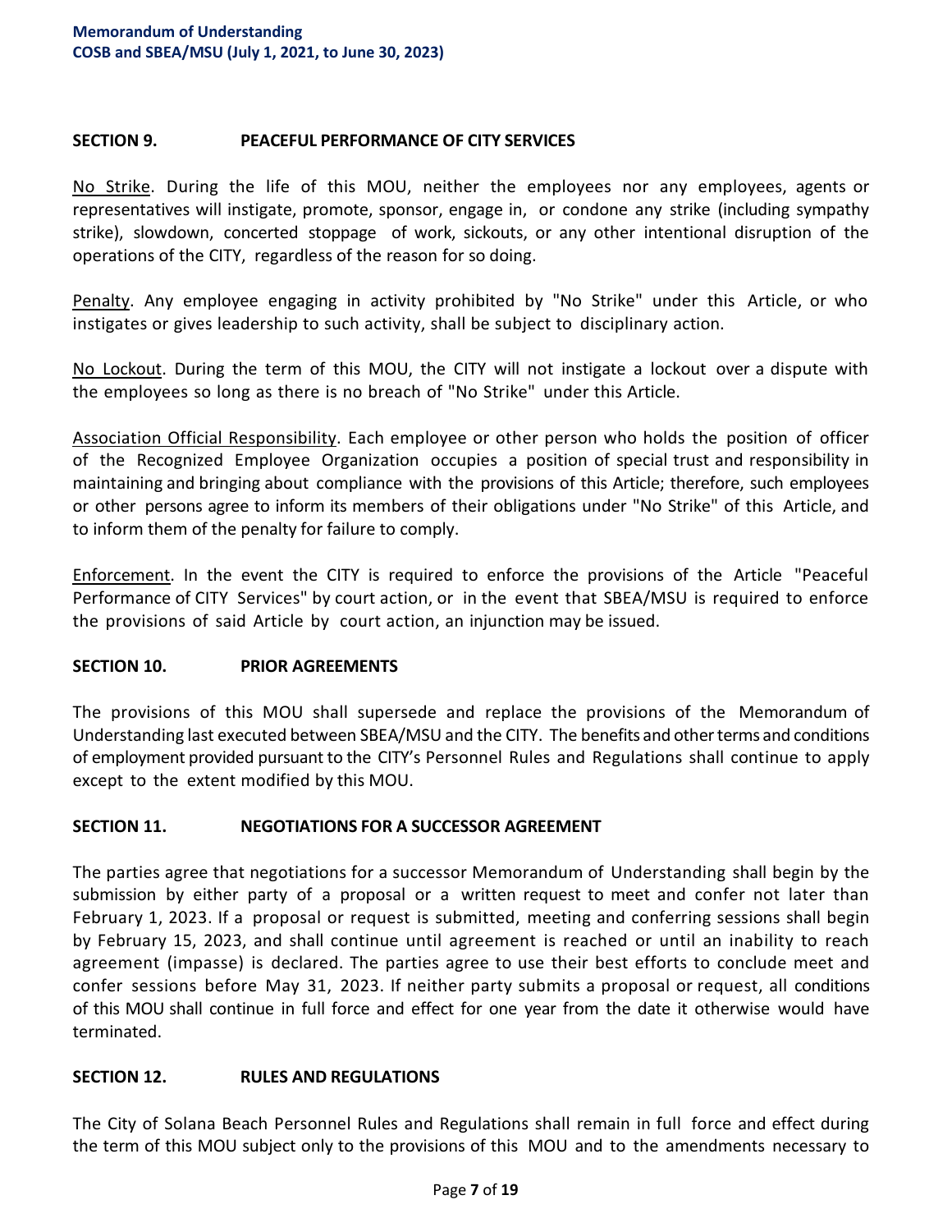## SECTION 9. PEACEFUL PERFORMANCE OF CITY SERVICES

No Strike. During the life of this MOU, neither the employees nor any employees, agents or representatives will instigate, promote, sponsor, engage in, or condone any strike (including sympathy strike), slowdown, concerted stoppage of work, sickouts, or any other intentional disruption of the operations of the CITY, regardless of the reason for so doing.

Penalty. Any employee engaging in activity prohibited by "No Strike" under this Article, or who instigates or gives leadership to such activity, shall be subject to disciplinary action.

No Lockout. During the term of this MOU, the CITY will not instigate a lockout over a dispute with the employees so long as there is no breach of "No Strike" under this Article.

Association Official Responsibility. Each employee or other person who holds the position of officer of the Recognized Employee Organization occupies a position of special trust and responsibility in maintaining and bringing about compliance with the provisions of this Article; therefore, such employees or other persons agree to inform its members of their obligations under "No Strike" of this Article, and to inform them of the penalty for failure to comply.

Enforcement. In the event the CITY is required to enforce the provisions of the Article "Peaceful Performance of CITY Services" by court action, or in the event that SBEA/MSU is required to enforce the provisions of said Article by court action, an injunction may be issued.

## SECTION 10. PRIOR AGREEMENTS

The provisions of this MOU shall supersede and replace the provisions of the Memorandum of Understanding last executed between SBEA/MSU and the CITY. The benefits and other terms and conditions of employment provided pursuant to the CITY's Personnel Rules and Regulations shall continue to apply except to the extent modified by this MOU.

## SECTION 11. NEGOTIATIONS FOR A SUCCESSOR AGREEMENT

The parties agree that negotiations for a successor Memorandum of Understanding shall begin by the submission by either party of a proposal or a written request to meet and confer not later than February 1, 2023. If a proposal or request is submitted, meeting and conferring sessions shall begin by February 15, 2023, and shall continue until agreement is reached or until an inability to reach agreement (impasse) is declared. The parties agree to use their best efforts to conclude meet and confer sessions before May 31, 2023. If neither party submits a proposal or request, all conditions of this MOU shall continue in full force and effect for one year from the date it otherwise would have terminated.

## SECTION 12. RULES AND REGULATIONS

The City of Solana Beach Personnel Rules and Regulations shall remain in full force and effect during the term of this MOU subject only to the provisions of this MOU and to the amendments necessary to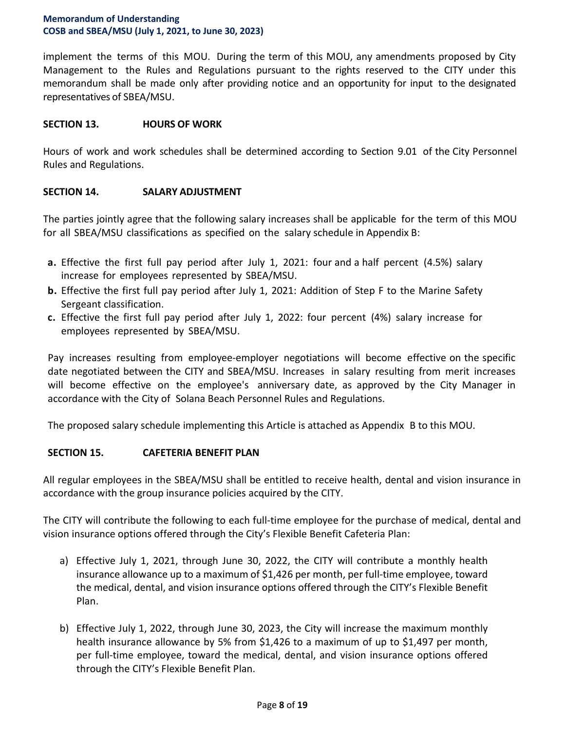implement the terms of this MOU. During the term of this MOU, any amendments proposed by City Management to the Rules and Regulations pursuant to the rights reserved to the CITY under this memorandum shall be made only after providing notice and an opportunity for input to the designated representatives of SBEA/MSU.

## SECTION 13. HOURS OF WORK

Hours of work and work schedules shall be determined according to Section 9.01 of the City Personnel Rules and Regulations.

## SECTION 14. SALARY ADJUSTMENT

The parties jointly agree that the following salary increases shall be applicable for the term of this MOU for all SBEA/MSU classifications as specified on the salary schedule in Appendix B:

- **a.** Effective the first full pay period after July 1, 2021: four and a half percent (4.5%) salary increase for employees represented by SBEA/MSU.
- **b.** Effective the first full pay period after July 1, 2021: Addition of Step F to the Marine Safety Sergeant classification.
- **c.** Effective the first full pay period after July 1, 2022: four percent (4%) salary increase for employees represented by SBEA/MSU.

Pay increases resulting from employee-employer negotiations will become effective on the specific date negotiated between the CITY and SBEA/MSU. Increases in salary resulting from merit increases will become effective on the employee's anniversary date, as approved by the City Manager in accordance with the City of Solana Beach Personnel Rules and Regulations.

The proposed salary schedule implementing this Article is attached as Appendix B to this MOU.

## SECTION 15. CAFETERIA BENEFIT PLAN

All regular employees in the SBEA/MSU shall be entitled to receive health, dental and vision insurance in accordance with the group insurance policies acquired by the CITY.

The CITY will contribute the following to each full-time employee for the purchase of medical, dental and vision insurance options offered through the City's Flexible Benefit Cafeteria Plan:

a) Effective July 1, 2021, through June 30, 2022, the CITY will contribute a monthly health insurance allowance up to a maximum of $1,426 per month, per full-time employee, toward the medical, dental, and vision insurance options offered through the CITY's Flexible Benefit Plan.

b) Effective July 1, 2022, through June 30, 2023, the City will increase the maximum monthly health insurance allowance by 5% from $1,426 to a maximum of up to $1,497 per month, per full-time employee, toward the medical, dental, and vision insurance options offered through the CITY's Flexible Benefit Plan.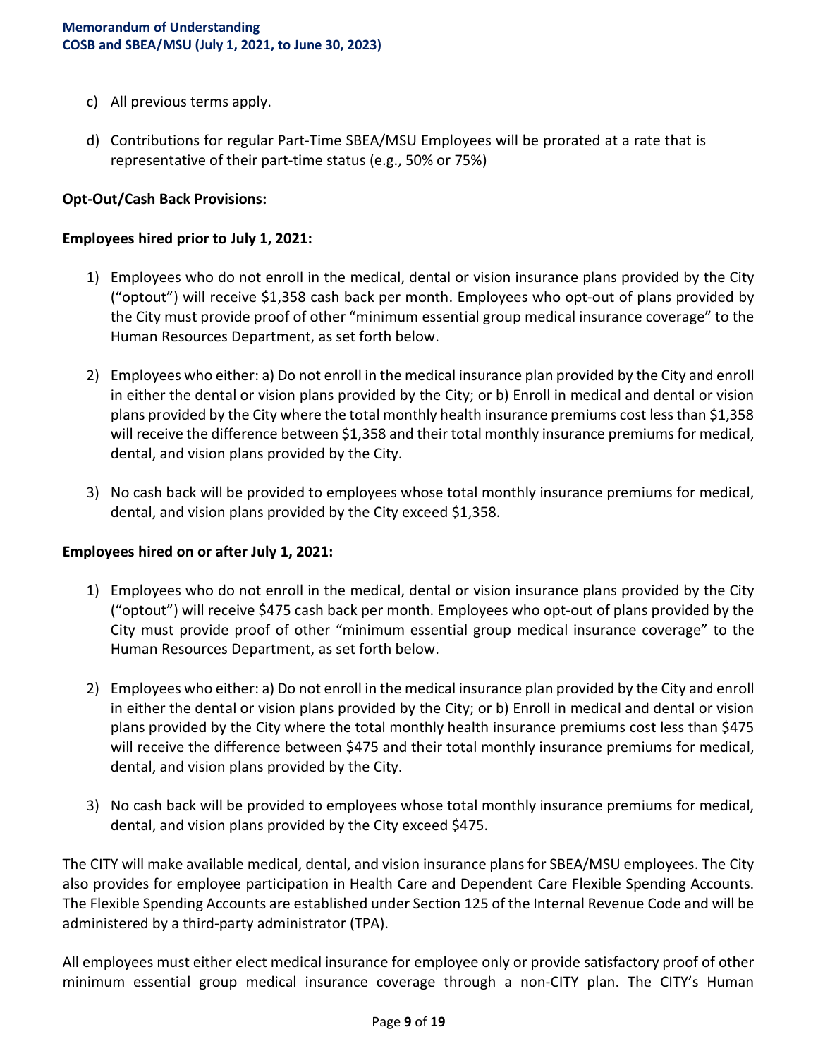c) All previous terms apply.

d) Contributions for regular Part-Time SBEA/MSU Employees will be prorated at a rate that is representative of their part-time status (e.g., 50% or 75%)

**Opt-Out/Cash Back Provisions:**

**Employees hired prior to July 1, 2021:**

1) Employees who do not enroll in the medical, dental or vision insurance plans provided by the City ("optout") will receive $1,358 cash back per month. Employees who opt-out of plans provided by the City must provide proof of other "minimum essential group medical insurance coverage" to the Human Resources Department, as set forth below.

2) Employees who either: a) Do not enroll in the medical insurance plan provided by the City and enroll in either the dental or vision plans provided by the City; or b) Enroll in medical and dental or vision plans provided by the City where the total monthly health insurance premiums cost less than $1,358 will receive the difference between $1,358 and their total monthly insurance premiums for medical, dental, and vision plans provided by the City.

3) No cash back will be provided to employees whose total monthly insurance premiums for medical, dental, and vision plans provided by the City exceed $1,358.

**Employees hired on or after July 1, 2021:**

1) Employees who do not enroll in the medical, dental or vision insurance plans provided by the City ("optout") will receive $475 cash back per month. Employees who opt-out of plans provided by the City must provide proof of other "minimum essential group medical insurance coverage" to the Human Resources Department, as set forth below.

2) Employees who either: a) Do not enroll in the medical insurance plan provided by the City and enroll in either the dental or vision plans provided by the City; or b) Enroll in medical and dental or vision plans provided by the City where the total monthly health insurance premiums cost less than $475 will receive the difference between $475 and their total monthly insurance premiums for medical, dental, and vision plans provided by the City.

3) No cash back will be provided to employees whose total monthly insurance premiums for medical, dental, and vision plans provided by the City exceed $475.

The CITY will make available medical, dental, and vision insurance plans for SBEA/MSU employees. The City also provides for employee participation in Health Care and Dependent Care Flexible Spending Accounts. The Flexible Spending Accounts are established under Section 125 of the Internal Revenue Code and will be administered by a third-party administrator (TPA).

All employees must either elect medical insurance for employee only or provide satisfactory proof of other minimum essential group medical insurance coverage through a non-CITY plan. The CITY's Human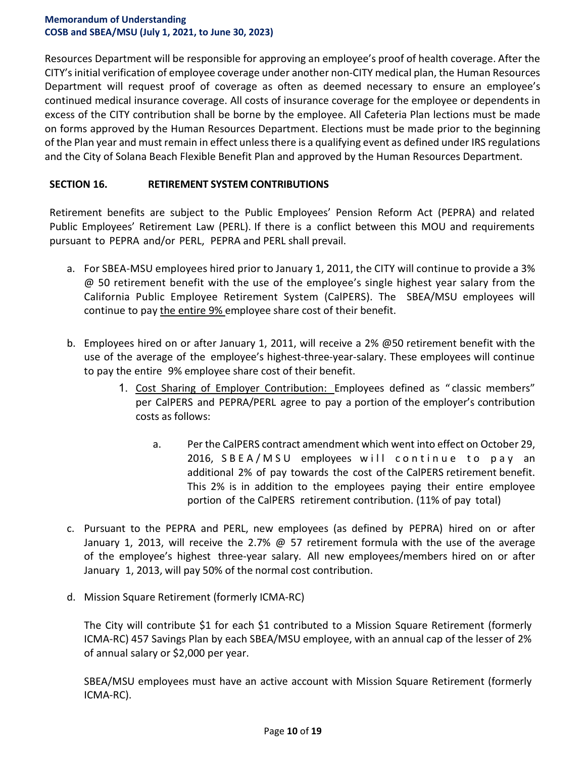Resources Department will be responsible for approving an employee's proof of health coverage. After the CITY's initial verification of employee coverage under another non-CITY medical plan, the Human Resources Department will request proof of coverage as often as deemed necessary to ensure an employee's continued medical insurance coverage. All costs of insurance coverage for the employee or dependents in excess of the CITY contribution shall be borne by the employee. All Cafeteria Plan lections must be made on forms approved by the Human Resources Department. Elections must be made prior to the beginning of the Plan year and must remain in effect unless there is a qualifying event as defined under IRS regulations and the City of Solana Beach Flexible Benefit Plan and approved by the Human Resources Department.

## SECTION 16. RETIREMENT SYSTEM CONTRIBUTIONS

Retirement benefits are subject to the Public Employees' Pension Reform Act (PEPRA) and related Public Employees' Retirement Law (PERL). If there is a conflict between this MOU and requirements pursuant to PEPRA and/or PERL, PEPRA and PERL shall prevail.

a. For SBEA-MSU employees hired prior to January 1, 2011, the CITY will continue to provide a 3% @ 50 retirement benefit with the use of the employee's single highest year salary from the California Public Employee Retirement System (CalPERS). The SBEA/MSU employees will continue to pay the entire 9% employee share cost of their benefit.

b. Employees hired on or after January 1, 2011, will receive a 2% @50 retirement benefit with the use of the average of the employee's highest-three-year-salary. These employees will continue to pay the entire 9% employee share cost of their benefit.

   1. Cost Sharing of Employer Contribution: Employees defined as "classic members" per CalPERS and PEPRA/PERL agree to pay a portion of the employer's contribution costs as follows:

      a. Per the CalPERS contract amendment which went into effect on October 29, 2016, SBEA/MSU employees will continue to pay an additional 2% of pay towards the cost of the CalPERS retirement benefit. This 2% is in addition to the employees paying their entire employee portion of the CalPERS retirement contribution. (11% of pay total)

c. Pursuant to the PEPRA and PERL, new employees (as defined by PEPRA) hired on or after January 1, 2013, will receive the 2.7% @ 57 retirement formula with the use of the average of the employee's highest three-year salary. All new employees/members hired on or after January 1, 2013, will pay 50% of the normal cost contribution.

d. Mission Square Retirement (formerly ICMA-RC)

   The City will contribute $1 for each $1 contributed to a Mission Square Retirement (formerly ICMA-RC) 457 Savings Plan by each SBEA/MSU employee, with an annual cap of the lesser of 2% of annual salary or $2,000 per year.

   SBEA/MSU employees must have an active account with Mission Square Retirement (formerly ICMA-RC).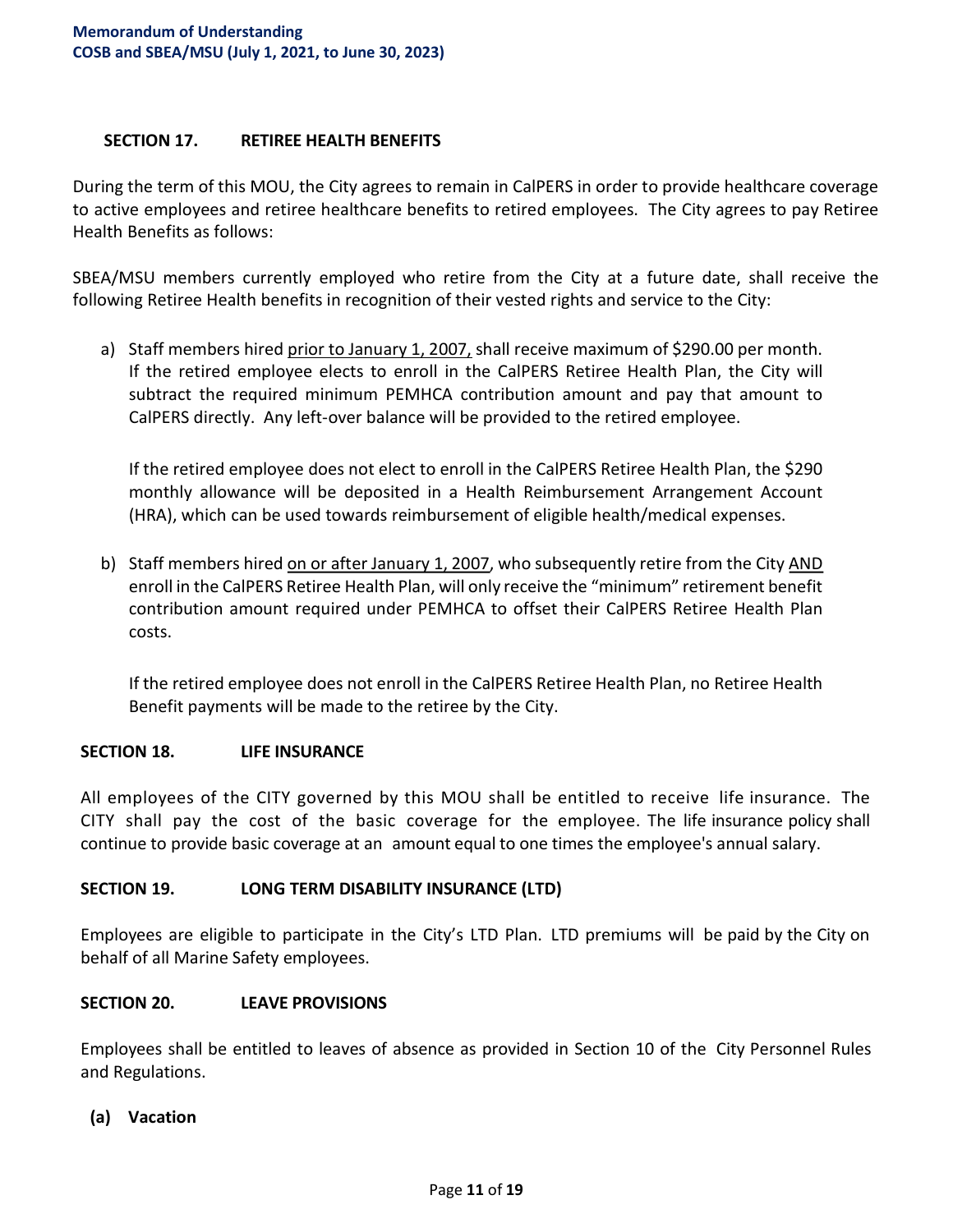### SECTION 17. RETIREE HEALTH BENEFITS

During the term of this MOU, the City agrees to remain in CalPERS in order to provide healthcare coverage to active employees and retiree healthcare benefits to retired employees. The City agrees to pay Retiree Health Benefits as follows:

SBEA/MSU members currently employed who retire from the City at a future date, shall receive the following Retiree Health benefits in recognition of their vested rights and service to the City:

a) Staff members hired <u>prior to January 1, 2007,</u> shall receive maximum of $290.00 per month. If the retired employee elects to enroll in the CalPERS Retiree Health Plan, the City will subtract the required minimum PEMHCA contribution amount and pay that amount to CalPERS directly. Any left-over balance will be provided to the retired employee.

   If the retired employee does not elect to enroll in the CalPERS Retiree Health Plan, the $290 monthly allowance will be deposited in a Health Reimbursement Arrangement Account (HRA), which can be used towards reimbursement of eligible health/medical expenses.

b) Staff members hired <u>on or after January 1, 2007</u>, who subsequently retire from the City <u>AND</u> enroll in the CalPERS Retiree Health Plan, will only receive the "minimum" retirement benefit contribution amount required under PEMHCA to offset their CalPERS Retiree Health Plan costs.

   If the retired employee does not enroll in the CalPERS Retiree Health Plan, no Retiree Health Benefit payments will be made to the retiree by the City.

### SECTION 18. LIFE INSURANCE

All employees of the CITY governed by this MOU shall be entitled to receive life insurance. The CITY shall pay the cost of the basic coverage for the employee. The life insurance policy shall continue to provide basic coverage at an amount equal to one times the employee's annual salary.

### SECTION 19. LONG TERM DISABILITY INSURANCE (LTD)

Employees are eligible to participate in the City's LTD Plan. LTD premiums will be paid by the City on behalf of all Marine Safety employees.

### SECTION 20. LEAVE PROVISIONS

Employees shall be entitled to leaves of absence as provided in Section 10 of the City Personnel Rules and Regulations.

**(a) Vacation**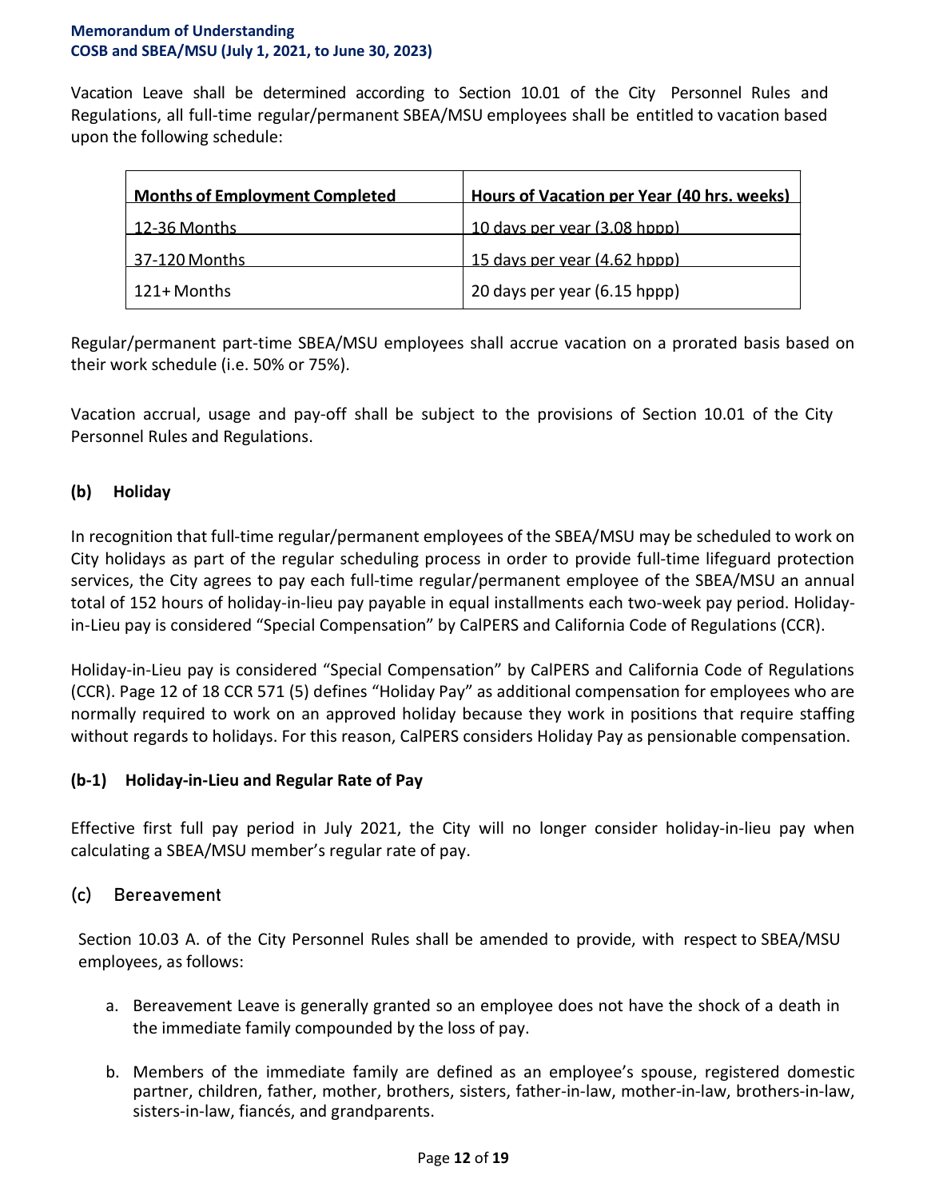Vacation Leave shall be determined according to Section 10.01 of the City Personnel Rules and Regulations, all full-time regular/permanent SBEA/MSU employees shall be entitled to vacation based upon the following schedule:

| Months of Employment Completed | Hours of Vacation per Year (40 hrs. weeks) |
|---|---|
| 12-36 Months | 10 days per year (3.08 hppp) |
| 37-120 Months | 15 days per year (4.62 hppp) |
| 121+ Months | 20 days per year (6.15 hppp) |

Regular/permanent part-time SBEA/MSU employees shall accrue vacation on a prorated basis based on their work schedule (i.e. 50% or 75%).

Vacation accrual, usage and pay-off shall be subject to the provisions of Section 10.01 of the City Personnel Rules and Regulations.

### (b) Holiday

In recognition that full-time regular/permanent employees of the SBEA/MSU may be scheduled to work on City holidays as part of the regular scheduling process in order to provide full-time lifeguard protection services, the City agrees to pay each full-time regular/permanent employee of the SBEA/MSU an annual total of 152 hours of holiday-in-lieu pay payable in equal installments each two-week pay period. Holiday-in-Lieu pay is considered "Special Compensation" by CalPERS and California Code of Regulations (CCR).

Holiday-in-Lieu pay is considered "Special Compensation" by CalPERS and California Code of Regulations (CCR). Page 12 of 18 CCR 571 (5) defines "Holiday Pay" as additional compensation for employees who are normally required to work on an approved holiday because they work in positions that require staffing without regards to holidays. For this reason, CalPERS considers Holiday Pay as pensionable compensation.

### (b-1) Holiday-in-Lieu and Regular Rate of Pay

Effective first full pay period in July 2021, the City will no longer consider holiday-in-lieu pay when calculating a SBEA/MSU member's regular rate of pay.

### (c) Bereavement

Section 10.03 A. of the City Personnel Rules shall be amended to provide, with respect to SBEA/MSU employees, as follows:

a. Bereavement Leave is generally granted so an employee does not have the shock of a death in the immediate family compounded by the loss of pay.

b. Members of the immediate family are defined as an employee's spouse, registered domestic partner, children, father, mother, brothers, sisters, father-in-law, mother-in-law, brothers-in-law, sisters-in-law, fiancés, and grandparents.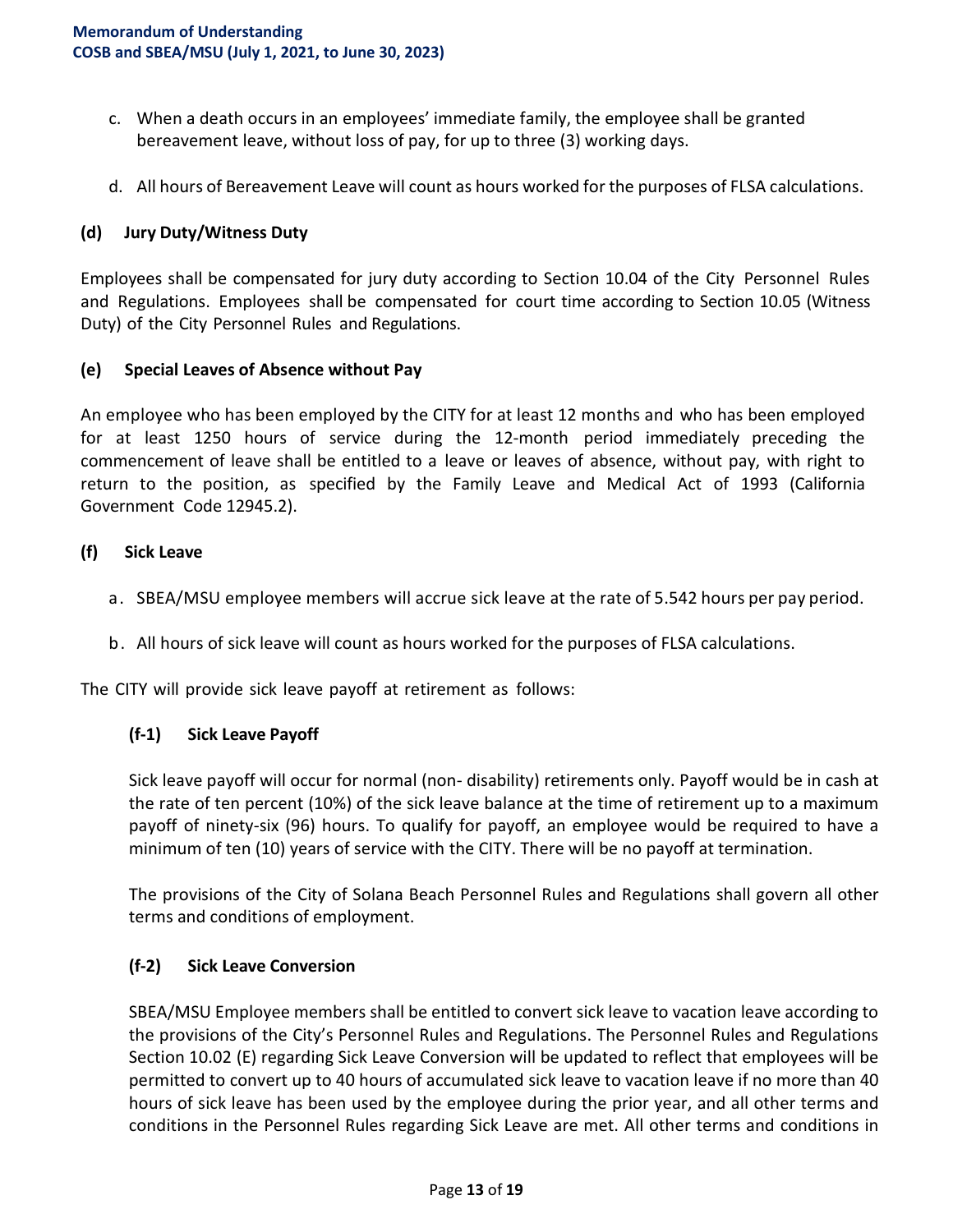c. When a death occurs in an employees' immediate family, the employee shall be granted bereavement leave, without loss of pay, for up to three (3) working days.

d. All hours of Bereavement Leave will count as hours worked for the purposes of FLSA calculations.

### (d) Jury Duty/Witness Duty

Employees shall be compensated for jury duty according to Section 10.04 of the City Personnel Rules and Regulations. Employees shall be compensated for court time according to Section 10.05 (Witness Duty) of the City Personnel Rules and Regulations.

### (e) Special Leaves of Absence without Pay

An employee who has been employed by the CITY for at least 12 months and who has been employed for at least 1250 hours of service during the 12-month period immediately preceding the commencement of leave shall be entitled to a leave or leaves of absence, without pay, with right to return to the position, as specified by the Family Leave and Medical Act of 1993 (California Government Code 12945.2).

### (f) Sick Leave

a. SBEA/MSU employee members will accrue sick leave at the rate of 5.542 hours per pay period.

b. All hours of sick leave will count as hours worked for the purposes of FLSA calculations.

The CITY will provide sick leave payoff at retirement as follows:

#### (f-1) Sick Leave Payoff

Sick leave payoff will occur for normal (non- disability) retirements only. Payoff would be in cash at the rate of ten percent (10%) of the sick leave balance at the time of retirement up to a maximum payoff of ninety-six (96) hours. To qualify for payoff, an employee would be required to have a minimum of ten (10) years of service with the CITY. There will be no payoff at termination.

The provisions of the City of Solana Beach Personnel Rules and Regulations shall govern all other terms and conditions of employment.

#### (f-2) Sick Leave Conversion

SBEA/MSU Employee members shall be entitled to convert sick leave to vacation leave according to the provisions of the City's Personnel Rules and Regulations. The Personnel Rules and Regulations Section 10.02 (E) regarding Sick Leave Conversion will be updated to reflect that employees will be permitted to convert up to 40 hours of accumulated sick leave to vacation leave if no more than 40 hours of sick leave has been used by the employee during the prior year, and all other terms and conditions in the Personnel Rules regarding Sick Leave are met. All other terms and conditions in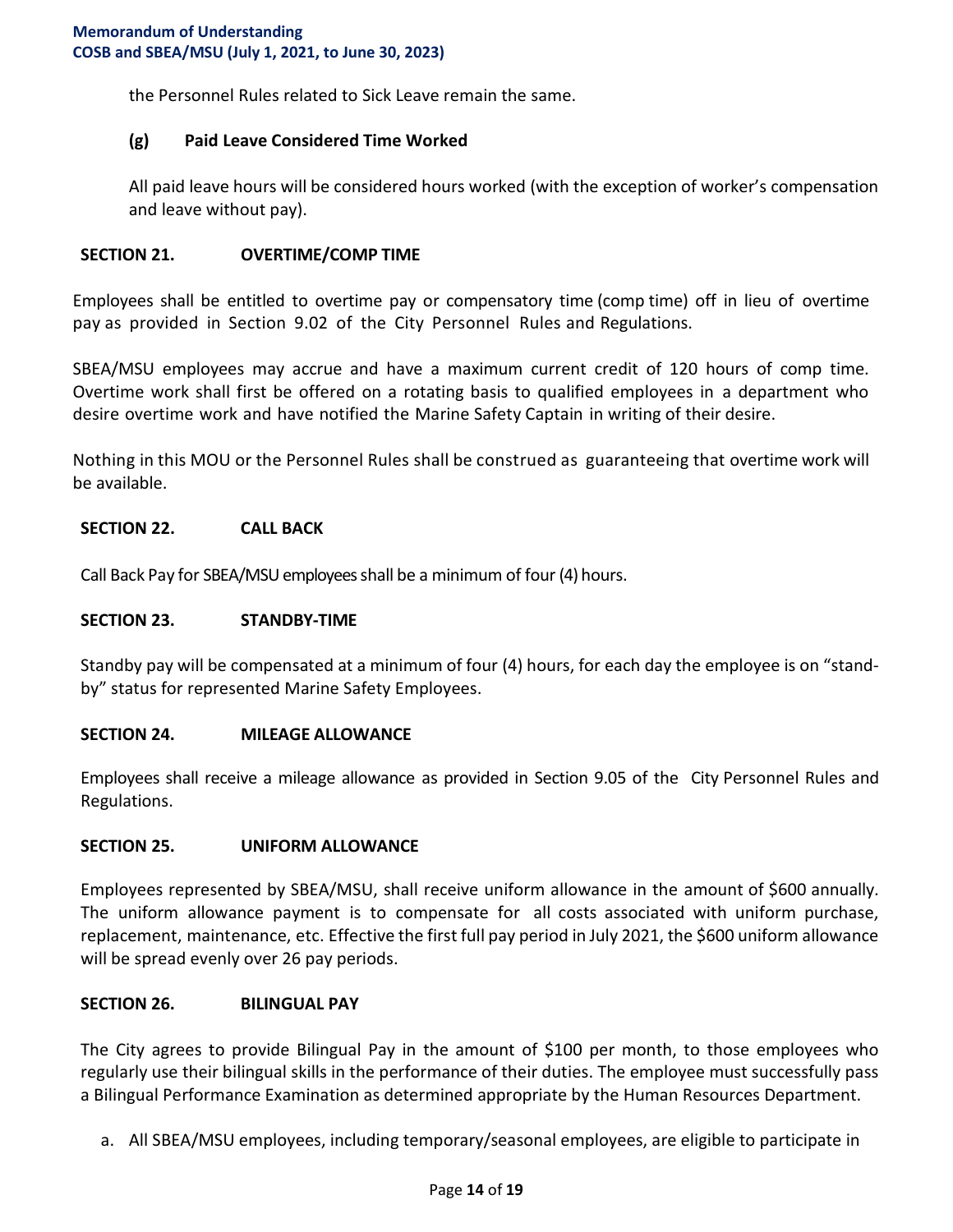the Personnel Rules related to Sick Leave remain the same.

### (g) Paid Leave Considered Time Worked

All paid leave hours will be considered hours worked (with the exception of worker's compensation and leave without pay).

## SECTION 21. OVERTIME/COMP TIME

Employees shall be entitled to overtime pay or compensatory time (comp time) off in lieu of overtime pay as provided in Section 9.02 of the City Personnel Rules and Regulations.

SBEA/MSU employees may accrue and have a maximum current credit of 120 hours of comp time. Overtime work shall first be offered on a rotating basis to qualified employees in a department who desire overtime work and have notified the Marine Safety Captain in writing of their desire.

Nothing in this MOU or the Personnel Rules shall be construed as guaranteeing that overtime work will be available.

## SECTION 22. CALL BACK

Call Back Pay for SBEA/MSU employees shall be a minimum of four (4) hours.

## SECTION 23. STANDBY-TIME

Standby pay will be compensated at a minimum of four (4) hours, for each day the employee is on "stand-by" status for represented Marine Safety Employees.

## SECTION 24. MILEAGE ALLOWANCE

Employees shall receive a mileage allowance as provided in Section 9.05 of the City Personnel Rules and Regulations.

## SECTION 25. UNIFORM ALLOWANCE

Employees represented by SBEA/MSU, shall receive uniform allowance in the amount of $600 annually. The uniform allowance payment is to compensate for all costs associated with uniform purchase, replacement, maintenance, etc. Effective the first full pay period in July 2021, the $600 uniform allowance will be spread evenly over 26 pay periods.

## SECTION 26. BILINGUAL PAY

The City agrees to provide Bilingual Pay in the amount of $100 per month, to those employees who regularly use their bilingual skills in the performance of their duties. The employee must successfully pass a Bilingual Performance Examination as determined appropriate by the Human Resources Department.

a. All SBEA/MSU employees, including temporary/seasonal employees, are eligible to participate in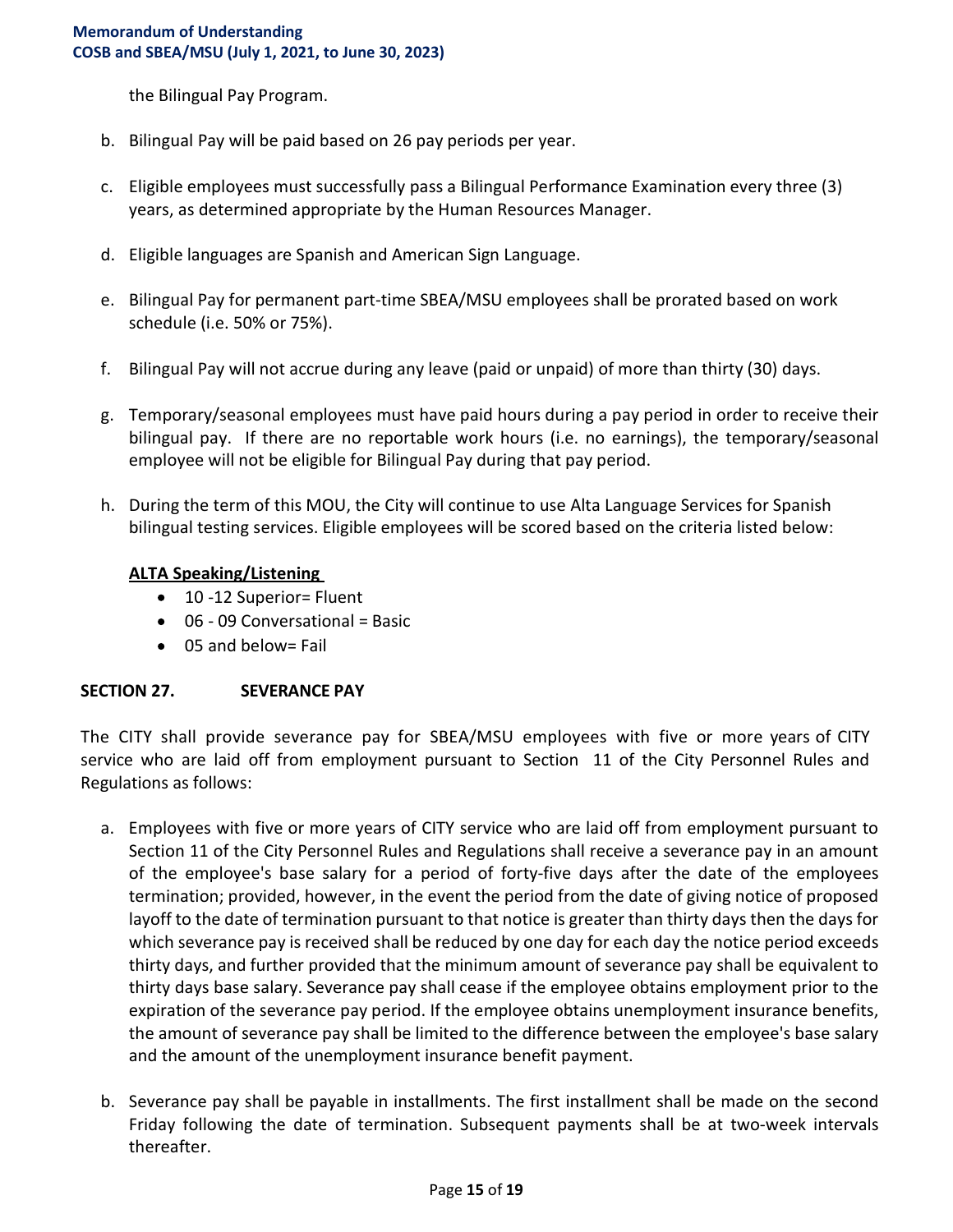the Bilingual Pay Program.

b. Bilingual Pay will be paid based on 26 pay periods per year.

c. Eligible employees must successfully pass a Bilingual Performance Examination every three (3) years, as determined appropriate by the Human Resources Manager.

d. Eligible languages are Spanish and American Sign Language.

e. Bilingual Pay for permanent part-time SBEA/MSU employees shall be prorated based on work schedule (i.e. 50% or 75%).

f. Bilingual Pay will not accrue during any leave (paid or unpaid) of more than thirty (30) days.

g. Temporary/seasonal employees must have paid hours during a pay period in order to receive their bilingual pay. If there are no reportable work hours (i.e. no earnings), the temporary/seasonal employee will not be eligible for Bilingual Pay during that pay period.

h. During the term of this MOU, the City will continue to use Alta Language Services for Spanish bilingual testing services. Eligible employees will be scored based on the criteria listed below:

**ALTA Speaking/Listening**

- 10 -12 Superior= Fluent
- 06 - 09 Conversational = Basic
- 05 and below= Fail

## SECTION 27. SEVERANCE PAY

The CITY shall provide severance pay for SBEA/MSU employees with five or more years of CITY service who are laid off from employment pursuant to Section 11 of the City Personnel Rules and Regulations as follows:

a. Employees with five or more years of CITY service who are laid off from employment pursuant to Section 11 of the City Personnel Rules and Regulations shall receive a severance pay in an amount of the employee's base salary for a period of forty-five days after the date of the employees termination; provided, however, in the event the period from the date of giving notice of proposed layoff to the date of termination pursuant to that notice is greater than thirty days then the days for which severance pay is received shall be reduced by one day for each day the notice period exceeds thirty days, and further provided that the minimum amount of severance pay shall be equivalent to thirty days base salary. Severance pay shall cease if the employee obtains employment prior to the expiration of the severance pay period. If the employee obtains unemployment insurance benefits, the amount of severance pay shall be limited to the difference between the employee's base salary and the amount of the unemployment insurance benefit payment.

b. Severance pay shall be payable in installments. The first installment shall be made on the second Friday following the date of termination. Subsequent payments shall be at two-week intervals thereafter.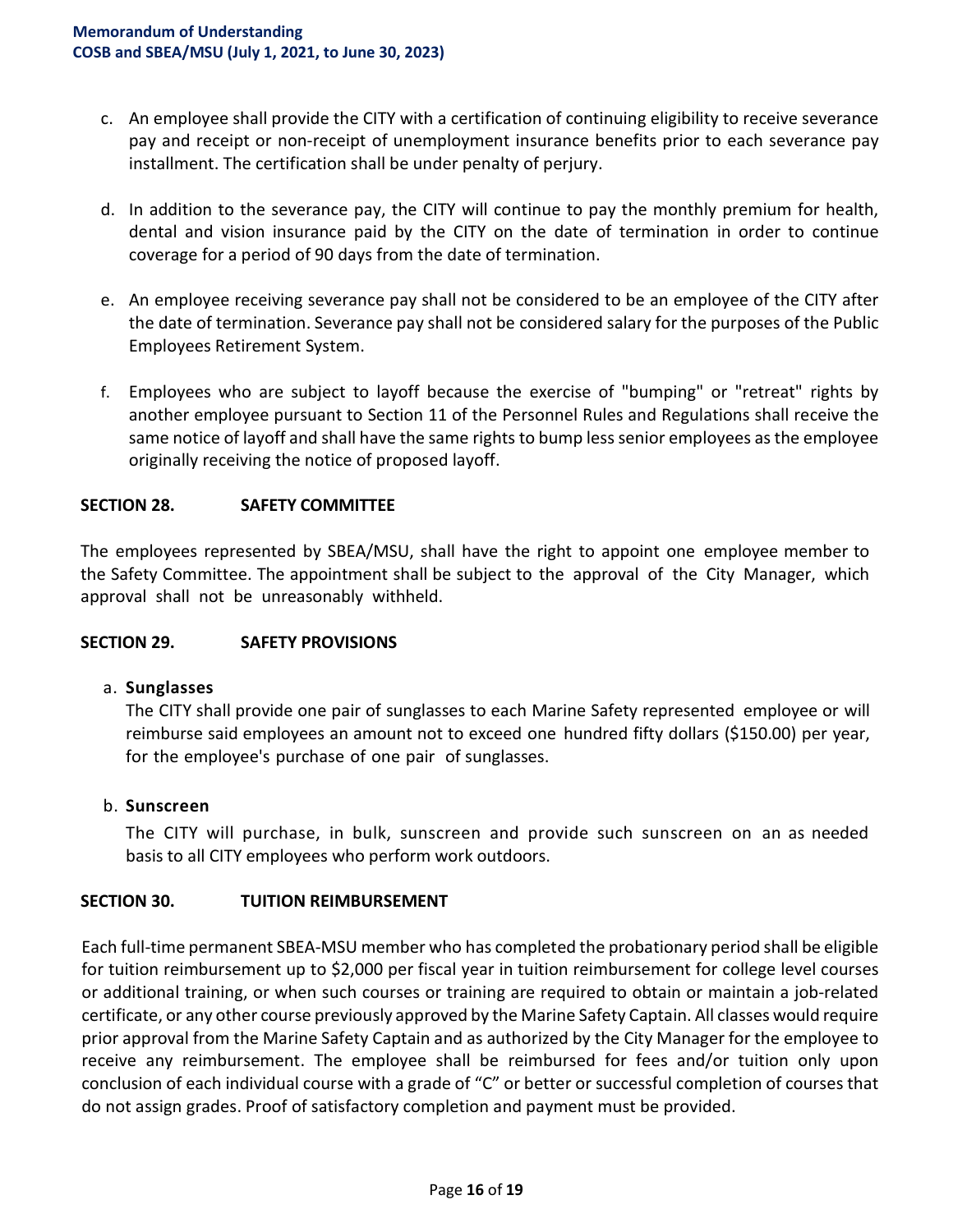c. An employee shall provide the CITY with a certification of continuing eligibility to receive severance pay and receipt or non-receipt of unemployment insurance benefits prior to each severance pay installment. The certification shall be under penalty of perjury.

d. In addition to the severance pay, the CITY will continue to pay the monthly premium for health, dental and vision insurance paid by the CITY on the date of termination in order to continue coverage for a period of 90 days from the date of termination.

e. An employee receiving severance pay shall not be considered to be an employee of the CITY after the date of termination. Severance pay shall not be considered salary for the purposes of the Public Employees Retirement System.

f. Employees who are subject to layoff because the exercise of "bumping" or "retreat" rights by another employee pursuant to Section 11 of the Personnel Rules and Regulations shall receive the same notice of layoff and shall have the same rights to bump less senior employees as the employee originally receiving the notice of proposed layoff.

## SECTION 28. SAFETY COMMITTEE

The employees represented by SBEA/MSU, shall have the right to appoint one employee member to the Safety Committee. The appointment shall be subject to the approval of the City Manager, which approval shall not be unreasonably withheld.

## SECTION 29. SAFETY PROVISIONS

a. **Sunglasses**

The CITY shall provide one pair of sunglasses to each Marine Safety represented employee or will reimburse said employees an amount not to exceed one hundred fifty dollars ($150.00) per year, for the employee's purchase of one pair of sunglasses.

b. **Sunscreen**

The CITY will purchase, in bulk, sunscreen and provide such sunscreen on an as needed basis to all CITY employees who perform work outdoors.

## SECTION 30. TUITION REIMBURSEMENT

Each full-time permanent SBEA-MSU member who has completed the probationary period shall be eligible for tuition reimbursement up to $2,000 per fiscal year in tuition reimbursement for college level courses or additional training, or when such courses or training are required to obtain or maintain a job-related certificate, or any other course previously approved by the Marine Safety Captain. All classes would require prior approval from the Marine Safety Captain and as authorized by the City Manager for the employee to receive any reimbursement. The employee shall be reimbursed for fees and/or tuition only upon conclusion of each individual course with a grade of "C" or better or successful completion of courses that do not assign grades. Proof of satisfactory completion and payment must be provided.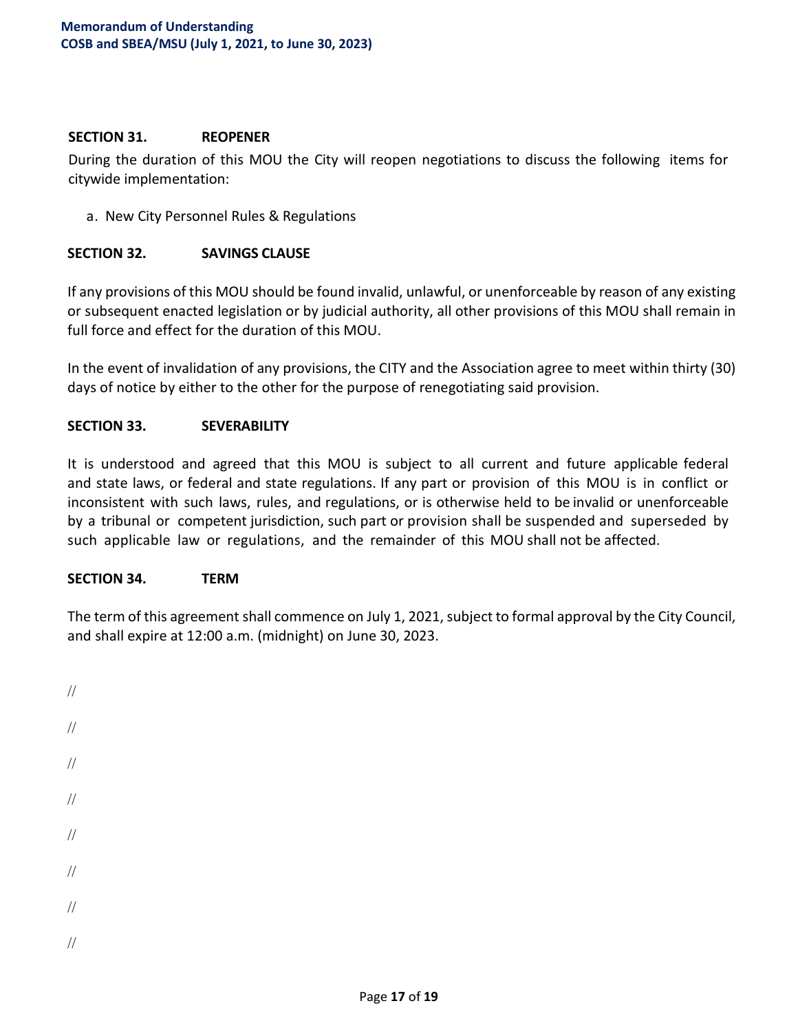## SECTION 31. REOPENER

During the duration of this MOU the City will reopen negotiations to discuss the following items for citywide implementation:

a. New City Personnel Rules & Regulations

## SECTION 32. SAVINGS CLAUSE

If any provisions of this MOU should be found invalid, unlawful, or unenforceable by reason of any existing or subsequent enacted legislation or by judicial authority, all other provisions of this MOU shall remain in full force and effect for the duration of this MOU.

In the event of invalidation of any provisions, the CITY and the Association agree to meet within thirty (30) days of notice by either to the other for the purpose of renegotiating said provision.

## SECTION 33. SEVERABILITY

It is understood and agreed that this MOU is subject to all current and future applicable federal and state laws, or federal and state regulations. If any part or provision of this MOU is in conflict or inconsistent with such laws, rules, and regulations, or is otherwise held to be invalid or unenforceable by a tribunal or competent jurisdiction, such part or provision shall be suspended and superseded by such applicable law or regulations, and the remainder of this MOU shall not be affected.

## SECTION 34. TERM

The term of this agreement shall commence on July 1, 2021, subject to formal approval by the City Council, and shall expire at 12:00 a.m. (midnight) on June 30, 2023.

//

//

//

//

//

//

//

//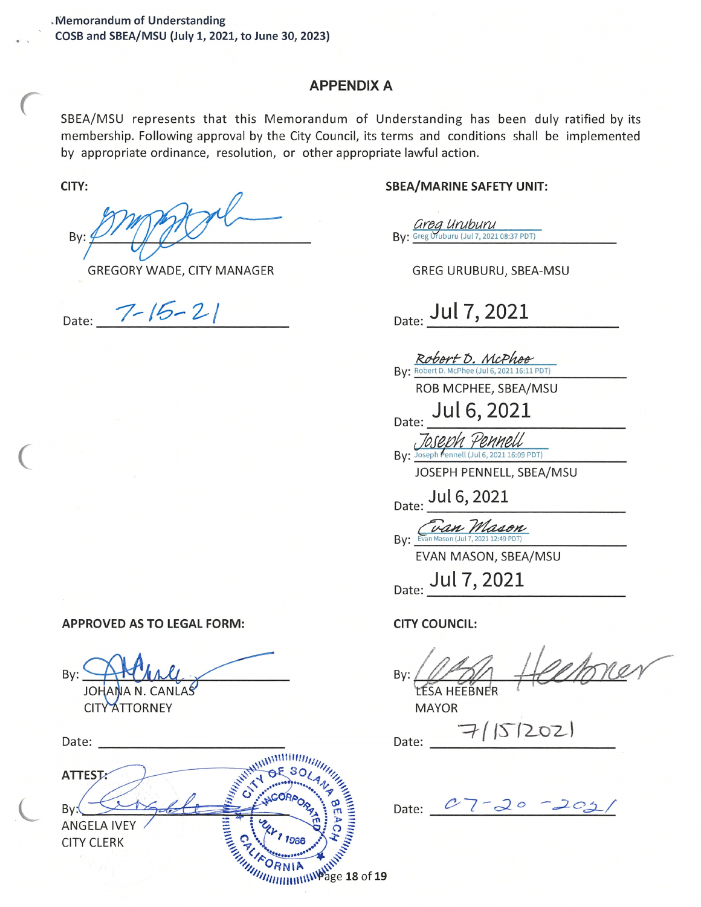Memorandum of Understanding
COSB and SBEA/MSU (July 1, 2021, to June 30, 2023)

## APPENDIX A

SBEA/MSU represents that this Memorandum of Understanding has been duly ratified by its membership. Following approval by the City Council, its terms and conditions shall be implemented by appropriate ordinance, resolution, or other appropriate lawful action.

**CITY:**

By: ______________________

GREGORY WADE, CITY MANAGER

Date: 7-15-21

**SBEA/MARINE SAFETY UNIT:**

By: Greg Uruburu (Jul 7, 2021 08:37 PDT)

GREG URUBURU, SBEA-MSU

Date: Jul 7, 2021

By: Robert D. McPhee (Jul 6, 2021 16:11 PDT)

ROB MCPHEE, SBEA/MSU

Date: Jul 6, 2021

By: Joseph Pennell (Jul 6, 2021 16:09 PDT)

JOSEPH PENNELL, SBEA/MSU

Date: Jul 6, 2021

By: Evan Mason (Jul 7, 2021 12:49 PDT)

EVAN MASON, SBEA/MSU

Date: Jul 7, 2021

**APPROVED AS TO LEGAL FORM:**

By: ______________________

JOHANA N. CANLAS
CITY ATTORNEY

Date: ______________________

**CITY COUNCIL:**

By: ______________________

LESA HEEBNER
MAYOR

Date: 7/15/2021

**ATTEST:**

By: ______________________

ANGELA IVEY
CITY CLERK

CITY OF SOLANA BEACH INCORPORATED JULY 1 1986 CALIFORNIA

Date: 07-20-2021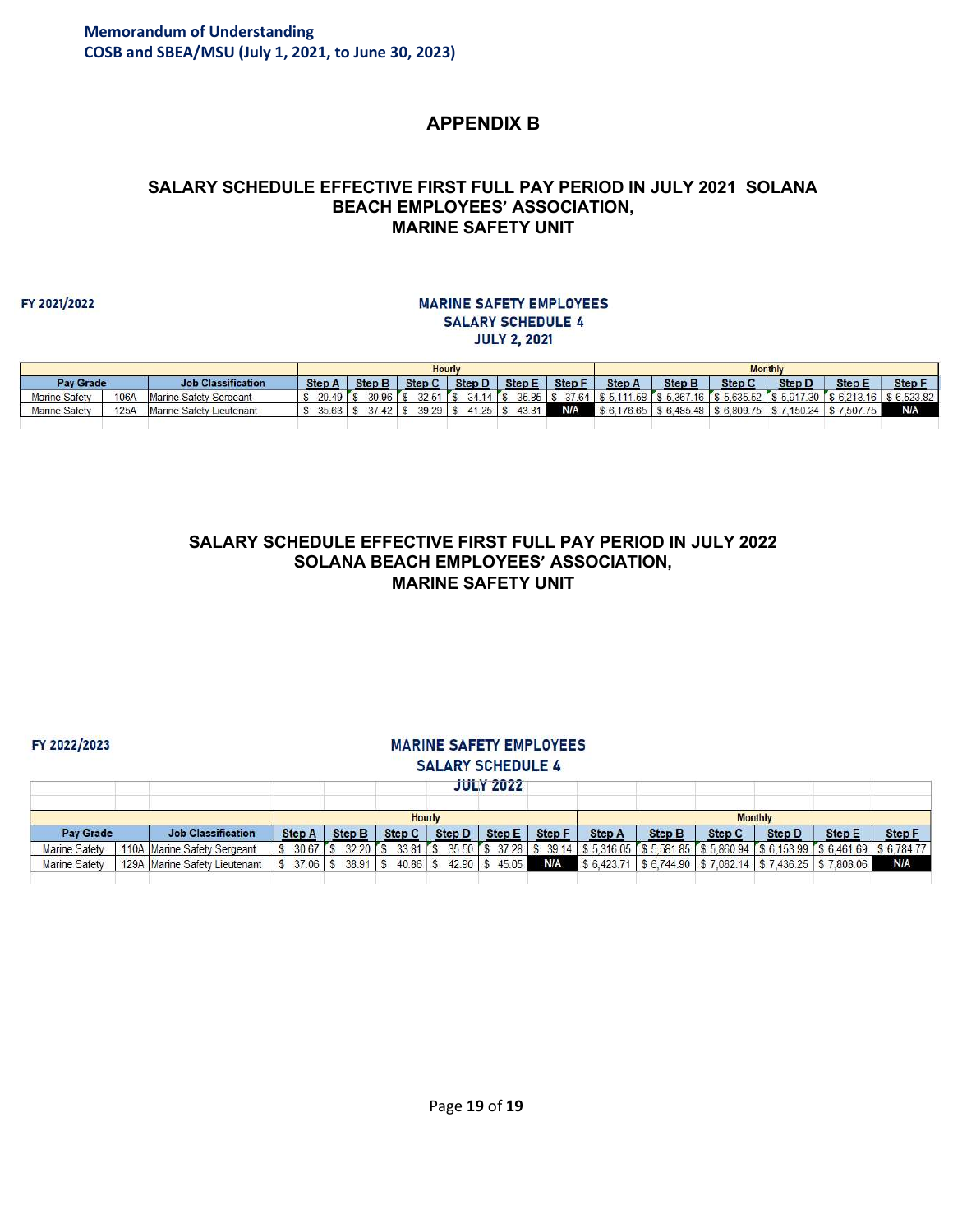## APPENDIX B

### SALARY SCHEDULE EFFECTIVE FIRST FULL PAY PERIOD IN JULY 2021 SOLANA BEACH EMPLOYEES' ASSOCIATION, MARINE SAFETY UNIT

**FY 2021/2022**

**MARINE SAFETY EMPLOYEES**
**SALARY SCHEDULE 4**
**JULY 2, 2021**

| | | | Hourly | | | | | | Monthly | | | | | |
|---|---|---|---|---|---|---|---|---|---|---|---|---|---|---|
| Pay Grade | | Job Classification | Step A | Step B | Step C | Step D | Step E | Step F | Step A | Step B | Step C | Step D | Step E | Step F |
| Marine Safety | 106A | Marine Safety Sergeant | $ 29.49 | $ 30.96 | $ 32.51 | $ 34.14 | $ 35.85 | $ 37.64 | $ 5,111.58 | $ 5,367.16 | $ 5,635.52 | $ 5,917.30 | $ 6,213.16 | $ 6,523.82 |
| Marine Safety | 125A | Marine Safety Lieutenant | $ 35.63 | $ 37.42 | $ 39.29 | $ 41.25 | $ 43.31 | N/A | $ 6,176.65 | $ 6,485.48 | $ 6,809.75 | $ 7,150.24 | $ 7,507.75 | N/A |

### SALARY SCHEDULE EFFECTIVE FIRST FULL PAY PERIOD IN JULY 2022 SOLANA BEACH EMPLOYEES' ASSOCIATION, MARINE SAFETY UNIT

**FY 2022/2023**

**MARINE SAFETY EMPLOYEES**
**SALARY SCHEDULE 4**
**JULY 2022**

| | | | Hourly | | | | | | Monthly | | | | | |
|---|---|---|---|---|---|---|---|---|---|---|---|---|---|---|
| Pay Grade | | Job Classification | Step A | Step B | Step C | Step D | Step E | Step F | Step A | Step B | Step C | Step D | Step E | Step F |
| Marine Safety | 110A | Marine Safety Sergeant | $ 30.67 | $ 32.20 | $ 33.81 | $ 35.50 | $ 37.28 | $ 39.14 | $ 5,316.05 | $ 5,581.85 | $ 5,860.94 | $ 6,153.99 | $ 6,461.69 | $ 6,784.77 |
| Marine Safety | 129A | Marine Safety Lieutenant | $ 37.06 | $ 38.91 | $ 40.86 | $ 42.90 | $ 45.05 | N/A | $ 6,423.71 | $ 6,744.90 | $ 7,082.14 | $ 7,436.25 | $ 7,808.06 | N/A |